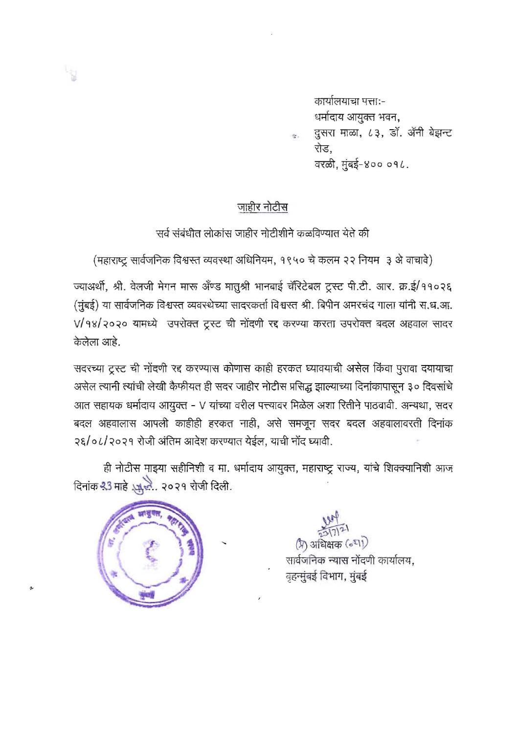कार्यालयाचा पत्ता:-
धर्मादाय आयुक्त भवन,
दुसरा माळा, ८३, डॉ. ॲनी बेझन्ट रोड,
वरळी, मुंबई-४०० ०१८.

## जाहीर नोटीस

सर्व संबंधीत लोकांस जाहीर नोटीशीने कळविण्यात येते की

(महाराष्ट्र सार्वजनिक विश्वस्त व्यवस्था अधिनियम, १९५० चे कलम २२ नियम ३ अे वाचावे)

ज्याअर्थी, श्री. वेलजी मेगन मारू अँण्ड मातुश्री भानबाई चॅरिटेबल ट्रस्ट पी.टी. आर. क्र.ई/११०२६ (मुंबई) या सार्वजनिक विश्वस्त व्यवस्थेच्या सादरकर्ता विश्वस्त श्री. बिपीन अमरचंद गाला यांनी स.ध.आ. V/१४/२०२० यामध्ये उपरोक्त ट्रस्ट ची नोंदणी रद्द करण्या करता उपरोक्त बदल अहवाल सादर केलेला आहे.

सदरच्या ट्रस्ट ची नोंदणी रद्द करण्यास कोणास काही हरकत घ्यावयाची असेल किंवा पुरावा दयायाचा असेल त्यानी त्यांची लेखी कैफीयत ही सदर जाहीर नोटीस प्रसिद्ध झाल्याच्या दिनांकापासून ३० दिवसांचे आत सहायक धर्मादाय आयुक्त - V यांच्या वरील पत्त्यावर मिळेल अशा रितीने पाठवावी. अन्यथा, सदर बदल अहवालास आपली काहीही हरकत नाही, असे समजून सदर बदल अहवालावरती दिनांक २६/०८/२०२१ रोजी अंतिम आदेश करण्यात येईल, याची नोंद घ्यावी.

ही नोटीस माझ्या सहीनिशी व मा. धर्मादाय आयुक्त, महाराष्ट्र राज्य, यांचे शिक्क्यानिशी आज दिनांक २३ माहे जुलै.. २०२१ रोजी दिली.

२३/७/२१
(प्र) अधिक्षक (न्या)
सार्वजनिक न्यास नोंदणी कार्यालय,
बृहन्मुंबई विभाग, मुंबई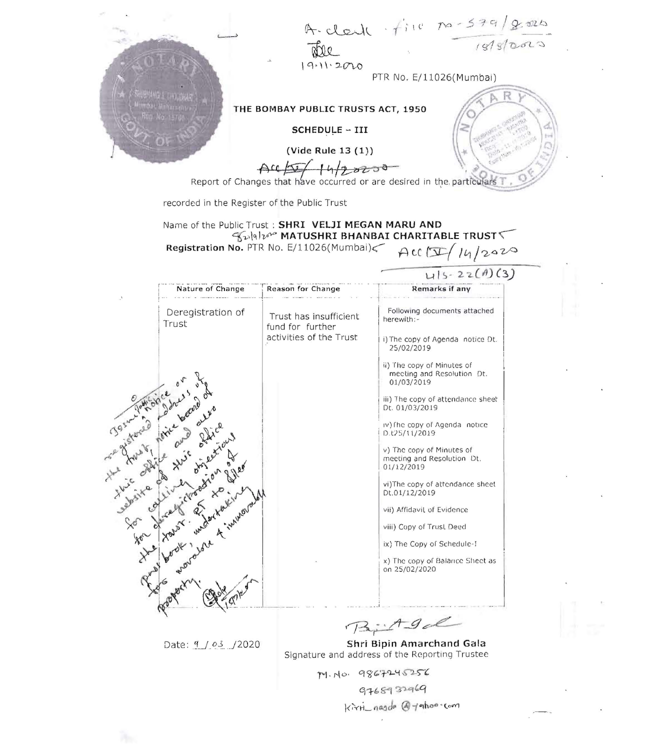A. clerk · file No - 579/2020
18/8/2020

19·11·2020

PTR No. E/11026(Mumbai)

# THE BOMBAY PUBLIC TRUSTS ACT, 1950

## SCHEDULE – III

**(Vide Rule 13 (1))**

Acc/IV/14/2020

Report of Changes that have occurred or are desired in the particulars recorded in the Register of the Public Trust

Name of the Public Trust : **SHRI VELJI MEGAN MARU AND MATUSHRI BHANBAI CHARITABLE TRUST**

**Registration No.** PTR No. E/11026(Mumbai)

Acc (IV) / 14/2020

U/s- 22(A)(3)

| Nature of Change | Reason for Change | Remarks if any |
| --- | --- | --- |
| Deregistration of Trust | Trust has insufficient fund for further activities of the Trust | Following documents attached herewith:-<br>i) The copy of Agenda notice Dt. 25/02/2019<br>ii) The copy of Minutes of meeting and Resolution Dt. 01/03/2019<br>iii) The copy of attendance sheet Dt. 01/03/2019<br>iv) The copy of Agenda notice Dt.25/11/2019<br>v) The copy of Minutes of meeting and Resolution Dt. 01/12/2019<br>vi) The copy of attendance sheet Dt.01/12/2019<br>vii) Affidavit of Evidence<br>viii) Copy of Trust Deed<br>ix) The Copy of Schedule-I<br>x) The copy of Balance Sheet as on 25/02/2020 |

Issue public notice on registered address of the trust, notice board of this office and also website of this office for calling objections for deregistration of the trust. RT to file pass book, undertaking & immovable & movable property.

19/11/20

Date: 9 / 03 /2020

**Shri Bipin Amarchand Gala**
Signature and address of the Reporting Trustee

M. No. 9867245256
9768932969
Kirti_nasda@yahoo.com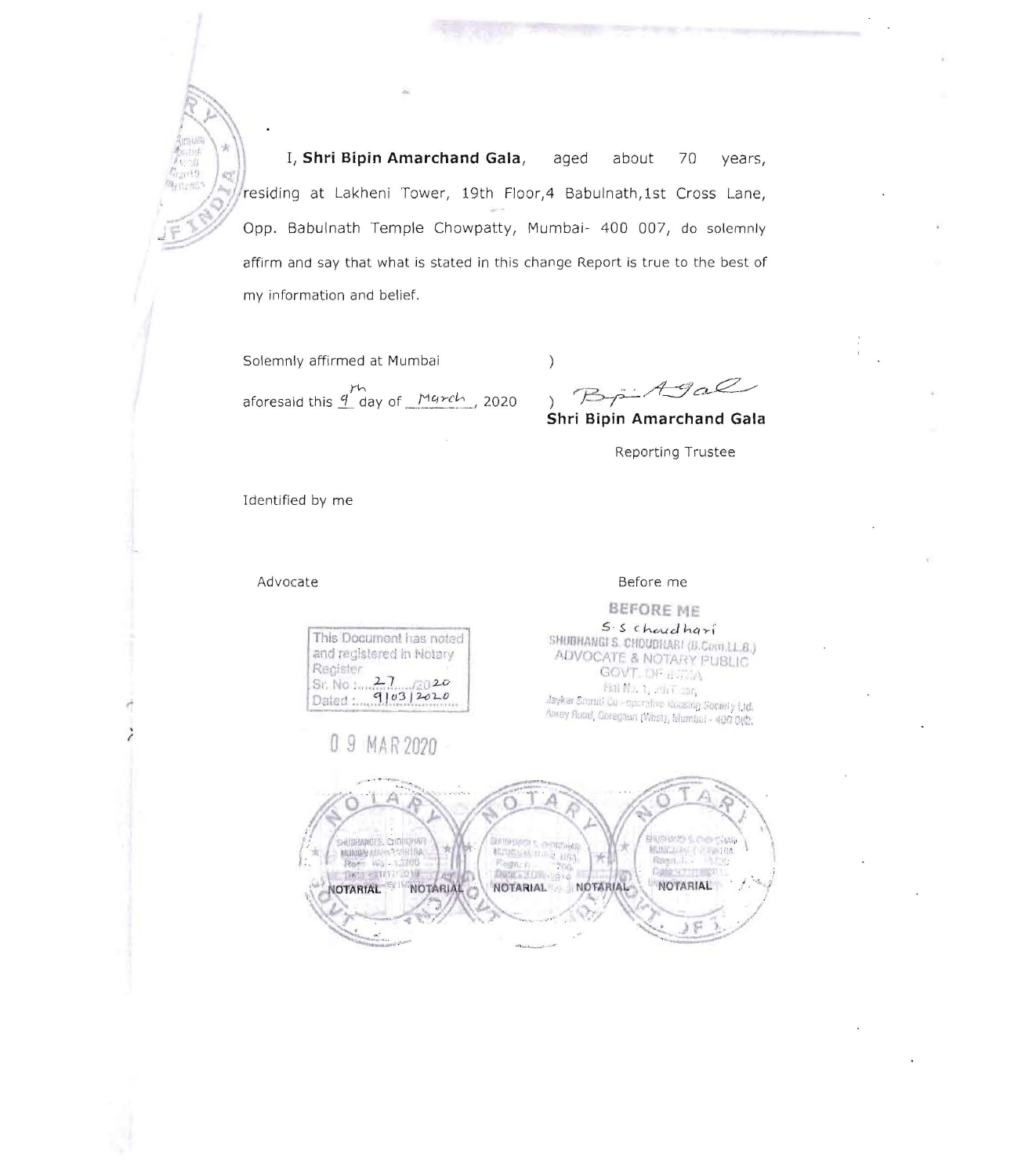I, **Shri Bipin Amarchand Gala**, aged about 70 years, residing at Lakheni Tower, 19th Floor,4 Babulnath,1st Cross Lane, Opp. Babulnath Temple Chowpatty, Mumbai- 400 007, do solemnly affirm and say that what is stated in this change Report is true to the best of my information and belief.

Solemnly affirmed at Mumbai )

aforesaid this 9th day of March, 2020 )

**Shri Bipin Amarchand Gala**

Reporting Trustee

Identified by me

Advocate

Before me

BEFORE ME

S. S. Chaudhari

SHUBHANGI S. CHOUDHARI (B.Com.LL.B.)
ADVOCATE & NOTARY PUBLIC
GOVT. OF INDIA

This Document has noted and registered in Notary Register
Sr. No : 27 /2020
Dated : 9/03/2020

09 MAR 2020

NOTARIAL NOTARIAL NOTARIAL NOTARIAL NOTARIAL